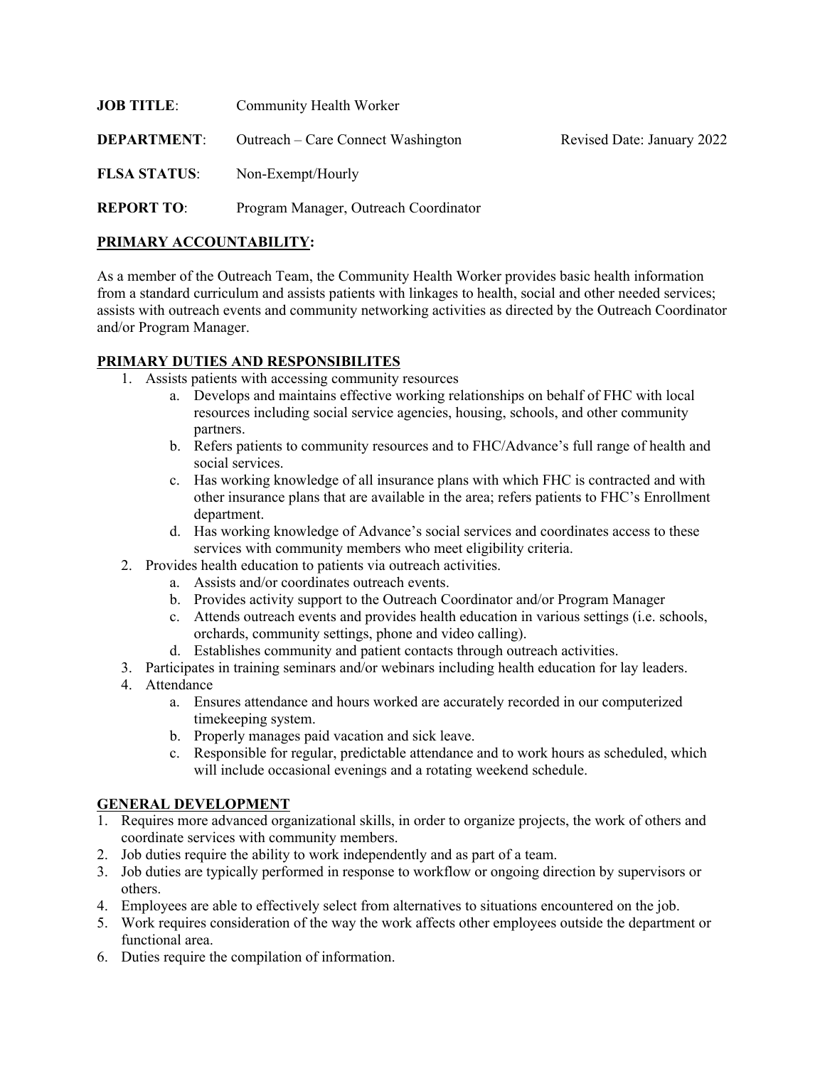**JOB TITLE**: Community Health Worker

**DEPARTMENT**: Outreach – Care Connect Washington    Revised Date: January 2022

**FLSA STATUS**: Non-Exempt/Hourly

**REPORT TO**: Program Manager, Outreach Coordinator

## PRIMARY ACCOUNTABILITY:

As a member of the Outreach Team, the Community Health Worker provides basic health information from a standard curriculum and assists patients with linkages to health, social and other needed services; assists with outreach events and community networking activities as directed by the Outreach Coordinator and/or Program Manager.

## PRIMARY DUTIES AND RESPONSIBILITES

1. Assists patients with accessing community resources
    a. Develops and maintains effective working relationships on behalf of FHC with local resources including social service agencies, housing, schools, and other community partners.
    b. Refers patients to community resources and to FHC/Advance's full range of health and social services.
    c. Has working knowledge of all insurance plans with which FHC is contracted and with other insurance plans that are available in the area; refers patients to FHC's Enrollment department.
    d. Has working knowledge of Advance's social services and coordinates access to these services with community members who meet eligibility criteria.
2. Provides health education to patients via outreach activities.
    a. Assists and/or coordinates outreach events.
    b. Provides activity support to the Outreach Coordinator and/or Program Manager
    c. Attends outreach events and provides health education in various settings (i.e. schools, orchards, community settings, phone and video calling).
    d. Establishes community and patient contacts through outreach activities.
3. Participates in training seminars and/or webinars including health education for lay leaders.
4. Attendance
    a. Ensures attendance and hours worked are accurately recorded in our computerized timekeeping system.
    b. Properly manages paid vacation and sick leave.
    c. Responsible for regular, predictable attendance and to work hours as scheduled, which will include occasional evenings and a rotating weekend schedule.

## GENERAL DEVELOPMENT

1. Requires more advanced organizational skills, in order to organize projects, the work of others and coordinate services with community members.
2. Job duties require the ability to work independently and as part of a team.
3. Job duties are typically performed in response to workflow or ongoing direction by supervisors or others.
4. Employees are able to effectively select from alternatives to situations encountered on the job.
5. Work requires consideration of the way the work affects other employees outside the department or functional area.
6. Duties require the compilation of information.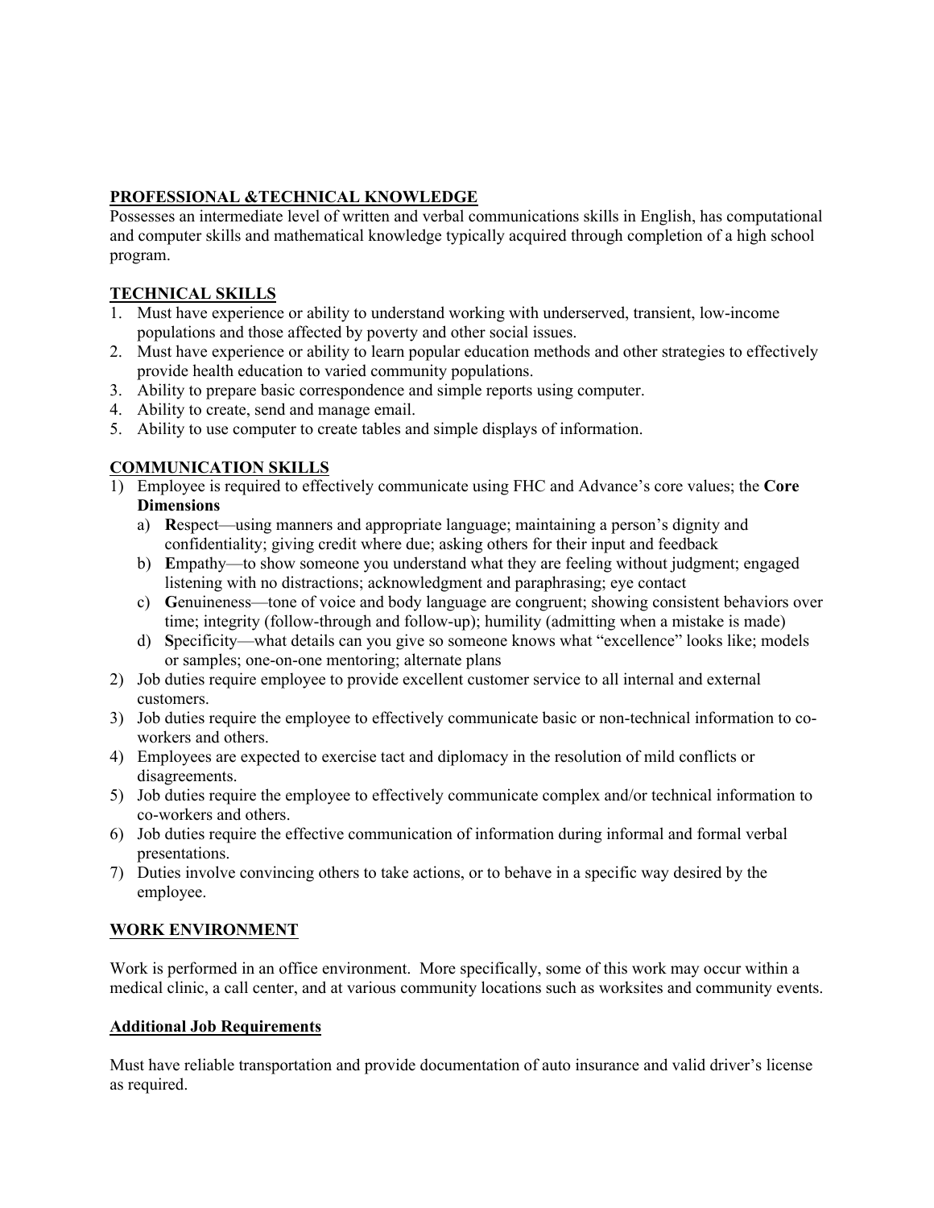## PROFESSIONAL &TECHNICAL KNOWLEDGE

Possesses an intermediate level of written and verbal communications skills in English, has computational and computer skills and mathematical knowledge typically acquired through completion of a high school program.

## TECHNICAL SKILLS

1. Must have experience or ability to understand working with underserved, transient, low-income populations and those affected by poverty and other social issues.
2. Must have experience or ability to learn popular education methods and other strategies to effectively provide health education to varied community populations.
3. Ability to prepare basic correspondence and simple reports using computer.
4. Ability to create, send and manage email.
5. Ability to use computer to create tables and simple displays of information.

## COMMUNICATION SKILLS

1) Employee is required to effectively communicate using FHC and Advance's core values; the **Core Dimensions**
   a) **R**espect—using manners and appropriate language; maintaining a person's dignity and confidentiality; giving credit where due; asking others for their input and feedback
   b) **E**mpathy—to show someone you understand what they are feeling without judgment; engaged listening with no distractions; acknowledgment and paraphrasing; eye contact
   c) **G**enuineness—tone of voice and body language are congruent; showing consistent behaviors over time; integrity (follow-through and follow-up); humility (admitting when a mistake is made)
   d) **S**pecificity—what details can you give so someone knows what "excellence" looks like; models or samples; one-on-one mentoring; alternate plans
2) Job duties require employee to provide excellent customer service to all internal and external customers.
3) Job duties require the employee to effectively communicate basic or non-technical information to co-workers and others.
4) Employees are expected to exercise tact and diplomacy in the resolution of mild conflicts or disagreements.
5) Job duties require the employee to effectively communicate complex and/or technical information to co-workers and others.
6) Job duties require the effective communication of information during informal and formal verbal presentations.
7) Duties involve convincing others to take actions, or to behave in a specific way desired by the employee.

## WORK ENVIRONMENT

Work is performed in an office environment. More specifically, some of this work may occur within a medical clinic, a call center, and at various community locations such as worksites and community events.

## Additional Job Requirements

Must have reliable transportation and provide documentation of auto insurance and valid driver's license as required.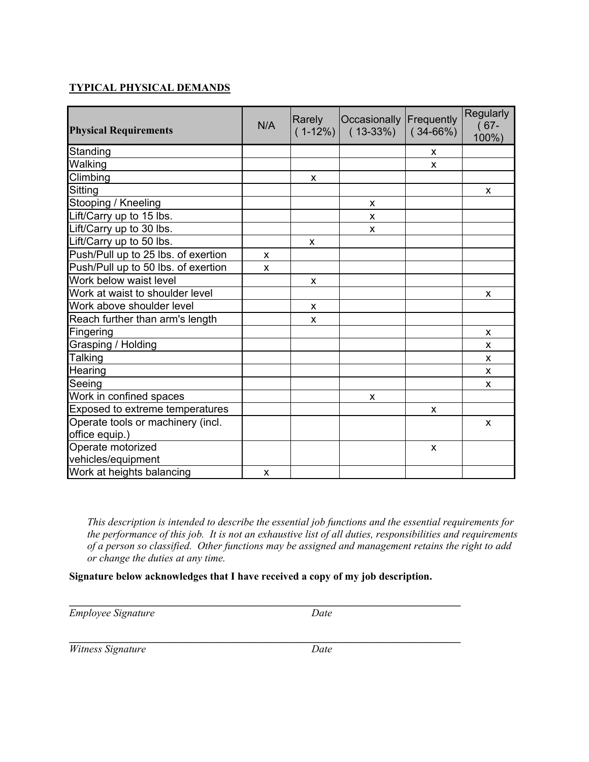**TYPICAL PHYSICAL DEMANDS**

| Physical Requirements | N/A | Rarely ( 1-12%) | Occasionally ( 13-33%) | Frequently ( 34-66%) | Regularly ( 67-100%) |
|---|---|---|---|---|---|
| Standing | | | | x | |
| Walking | | | | x | |
| Climbing | | x | | | |
| Sitting | | | | | x |
| Stooping / Kneeling | | | x | | |
| Lift/Carry up to 15 lbs. | | | x | | |
| Lift/Carry up to 30 lbs. | | | x | | |
| Lift/Carry up to 50 lbs. | | x | | | |
| Push/Pull up to 25 lbs. of exertion | x | | | | |
| Push/Pull up to 50 lbs. of exertion | x | | | | |
| Work below waist level | | x | | | |
| Work at waist to shoulder level | | | | | x |
| Work above shoulder level | | x | | | |
| Reach further than arm's length | | x | | | |
| Fingering | | | | | x |
| Grasping / Holding | | | | | x |
| Talking | | | | | x |
| Hearing | | | | | x |
| Seeing | | | | | x |
| Work in confined spaces | | | x | | |
| Exposed to extreme temperatures | | | | x | |
| Operate tools or machinery (incl. office equip.) | | | | | x |
| Operate motorized vehicles/equipment | | | | x | |
| Work at heights balancing | x | | | | |

*This description is intended to describe the essential job functions and the essential requirements for the performance of this job. It is not an exhaustive list of all duties, responsibilities and requirements of a person so classified. Other functions may be assigned and management retains the right to add or change the duties at any time.*

**Signature below acknowledges that I have received a copy of my job description.**

_______________________________________________

*Employee Signature* *Date*

_______________________________________________

*Witness Signature* *Date*